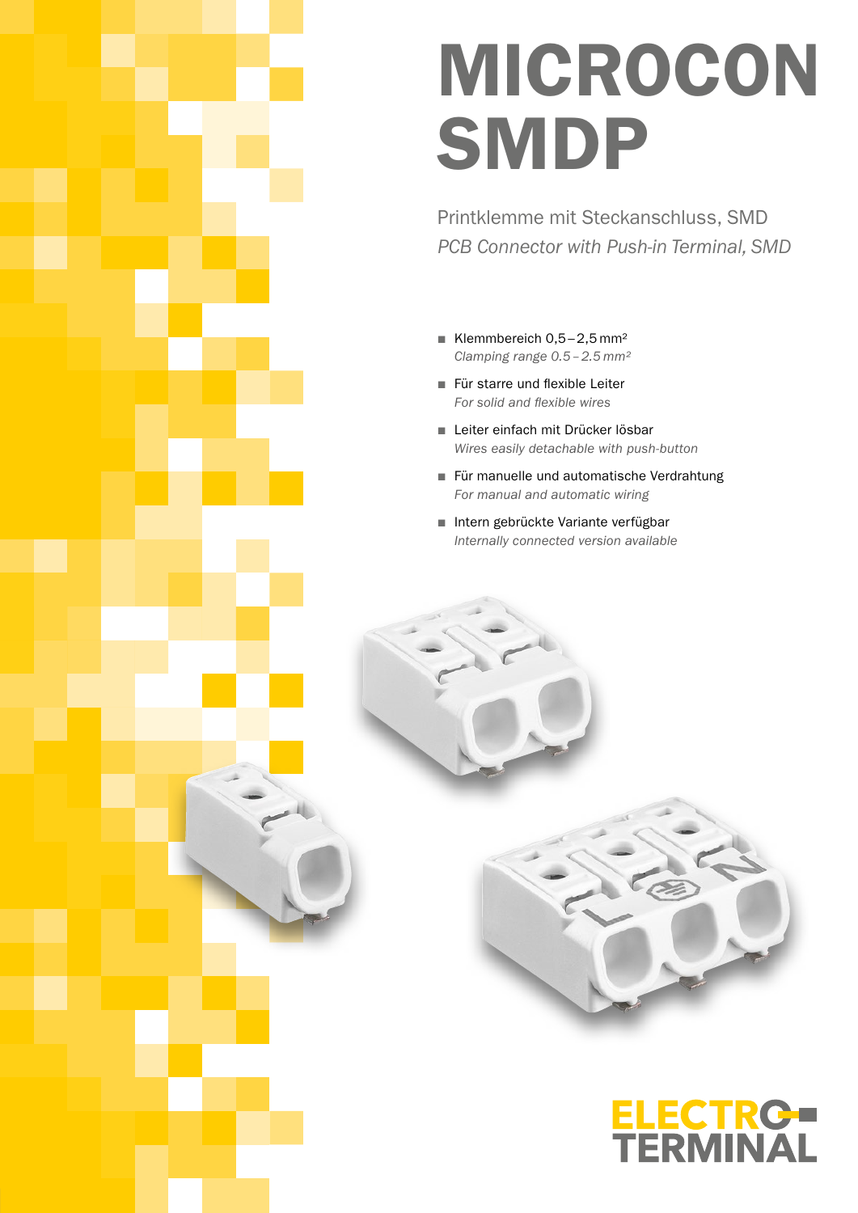# MICROCON SMDP

Printklemme mit Steckanschluss, SMD
*PCB Connector with Push-in Terminal, SMD*

- Klemmbereich 0,5 – 2,5 mm²
  *Clamping range 0.5 – 2.5 mm²*
- Für starre und flexible Leiter
  *For solid and flexible wires*
- Leiter einfach mit Drücker lösbar
  *Wires easily detachable with push-button*
- Für manuelle und automatische Verdrahtung
  *For manual and automatic wiring*
- Intern gebrückte Variante verfügbar
  *Internally connected version available*

ELECTRO-TERMINAL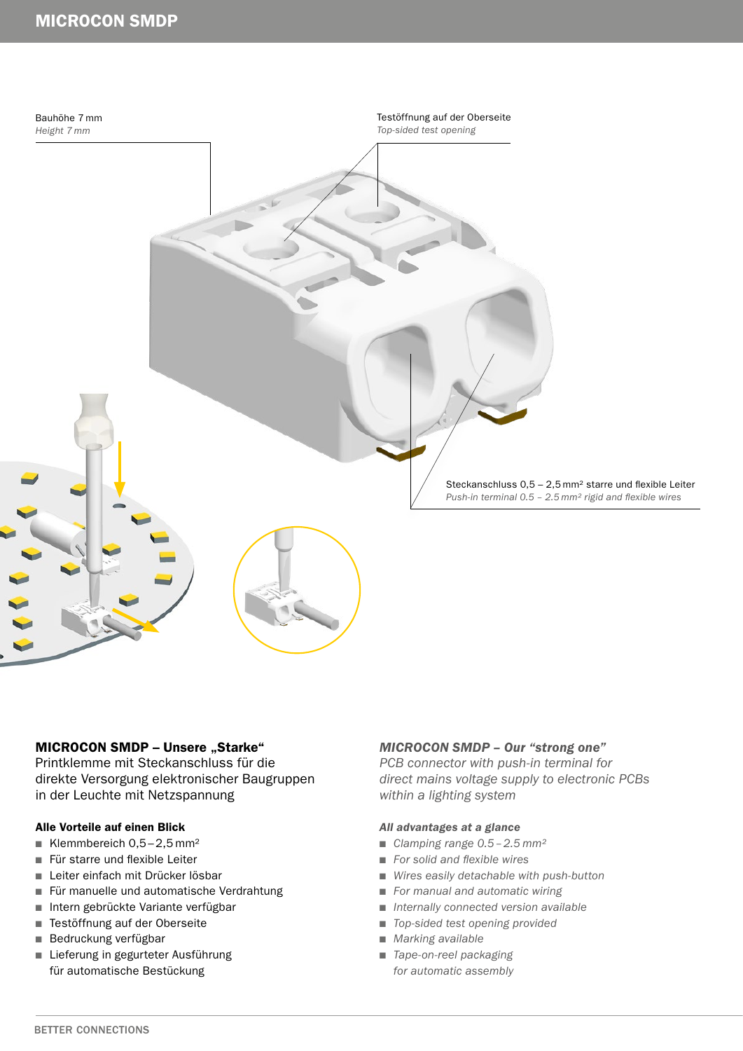# MICROCON SMDP

Bauhöhe 7 mm
*Height 7 mm*

Testöffnung auf der Oberseite
*Top-sided test opening*

Steckanschluss 0,5 – 2,5 mm² starre und flexible Leiter
*Push-in terminal 0.5 – 2.5 mm² rigid and flexible wires*

## MICROCON SMDP – Unsere „Starke“

Printklemme mit Steckanschluss für die direkte Versorgung elektronischer Baugruppen in der Leuchte mit Netzspannung

### Alle Vorteile auf einen Blick

- Klemmbereich 0,5 – 2,5 mm²
- Für starre und flexible Leiter
- Leiter einfach mit Drücker lösbar
- Für manuelle und automatische Verdrahtung
- Intern gebrückte Variante verfügbar
- Testöffnung auf der Oberseite
- Bedruckung verfügbar
- Lieferung in gegurteter Ausführung für automatische Bestückung

## *MICROCON SMDP – Our “strong one”*

*PCB connector with push-in terminal for direct mains voltage supply to electronic PCBs within a lighting system*

### *All advantages at a glance*

- *Clamping range 0.5 – 2.5 mm²*
- *For solid and flexible wires*
- *Wires easily detachable with push-button*
- *For manual and automatic wiring*
- *Internally connected version available*
- *Top-sided test opening provided*
- *Marking available*
- *Tape-on-reel packaging for automatic assembly*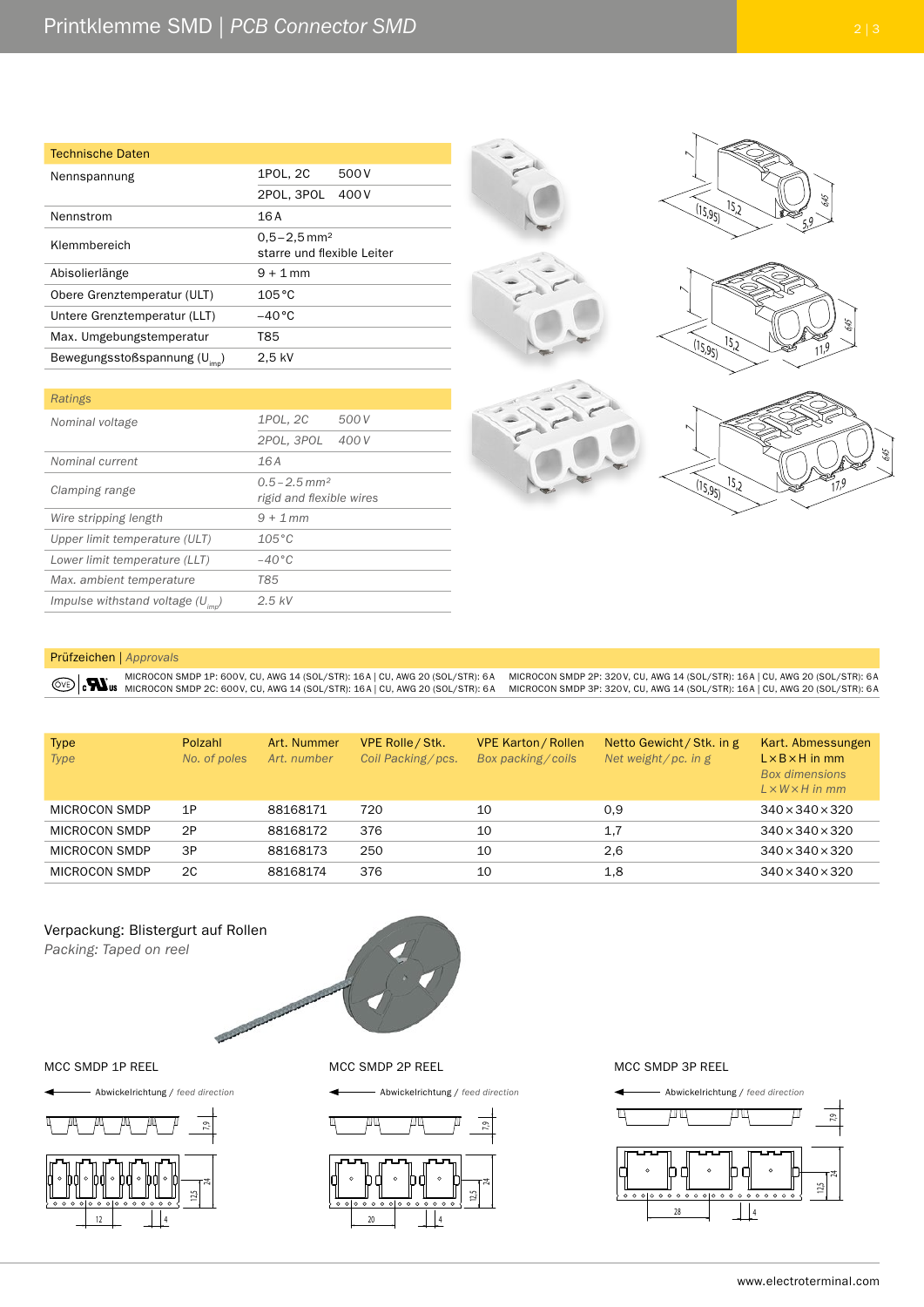## Technische Daten

| Technische Daten | | |
|---|---|---|
| Nennspannung | 1POL, 2C | 500 V |
| | 2POL, 3POL | 400 V |
| Nennstrom | 16 A | |
| Klemmbereich | 0,5 – 2,5 mm² starre und flexible Leiter | |
| Abisolierlänge | 9 + 1 mm | |
| Obere Grenztemperatur (ULT) | 105 °C | |
| Untere Grenztemperatur (LLT) | –40 °C | |
| Max. Umgebungstemperatur | T85 | |
| Bewegungsstoßspannung ($U_{imp}$) | 2,5 kV | |

## *Ratings*

| *Ratings* | | |
|---|---|---|
| *Nominal voltage* | *1POL, 2C* | *500 V* |
| | *2POL, 3POL* | *400 V* |
| *Nominal current* | *16 A* | |
| *Clamping range* | *0.5 – 2.5 mm² rigid and flexible wires* | |
| *Wire stripping length* | *9 + 1 mm* | |
| *Upper limit temperature (ULT)* | *105 °C* | |
| *Lower limit temperature (LLT)* | *–40 °C* | |
| *Max. ambient temperature* | *T85* | |
| *Impulse withstand voltage ($U_{imp}$)* | *2.5 kV* | |

## Prüfzeichen | *Approvals*

MICROCON SMDP 1P: 600 V, CU, AWG 14 (SOL/STR): 16 A | CU, AWG 20 (SOL/STR): 6 A
MICROCON SMDP 2C: 600 V, CU, AWG 14 (SOL/STR): 16 A | CU, AWG 20 (SOL/STR): 6 A
MICROCON SMDP 2P: 320 V, CU, AWG 14 (SOL/STR): 16 A | CU, AWG 20 (SOL/STR): 6 A
MICROCON SMDP 3P: 320 V, CU, AWG 14 (SOL/STR): 16 A | CU, AWG 20 (SOL/STR): 6 A

| Type *Type* | Polzahl *No. of poles* | Art. Nummer *Art. number* | VPE Rolle / Stk. *Coil Packing / pcs.* | VPE Karton / Rollen *Box packing / coils* | Netto Gewicht / Stk. in g *Net weight / pc. in g* | Kart. Abmessungen L × B × H in mm *Box dimensions L × W × H in mm* |
|---|---|---|---|---|---|---|
| MICROCON SMDP | 1P | 88168171 | 720 | 10 | 0,9 | 340 × 340 × 320 |
| MICROCON SMDP | 2P | 88168172 | 376 | 10 | 1,7 | 340 × 340 × 320 |
| MICROCON SMDP | 3P | 88168173 | 250 | 10 | 2,6 | 340 × 340 × 320 |
| MICROCON SMDP | 2C | 88168174 | 376 | 10 | 1,8 | 340 × 340 × 320 |

Verpackung: Blistergurt auf Rollen
*Packing: Taped on reel*

MCC SMDP 1P REEL — Abwickelrichtung / *feed direction*

MCC SMDP 2P REEL — Abwickelrichtung / *feed direction*

MCC SMDP 3P REEL — Abwickelrichtung / *feed direction*

www.electroterminal.com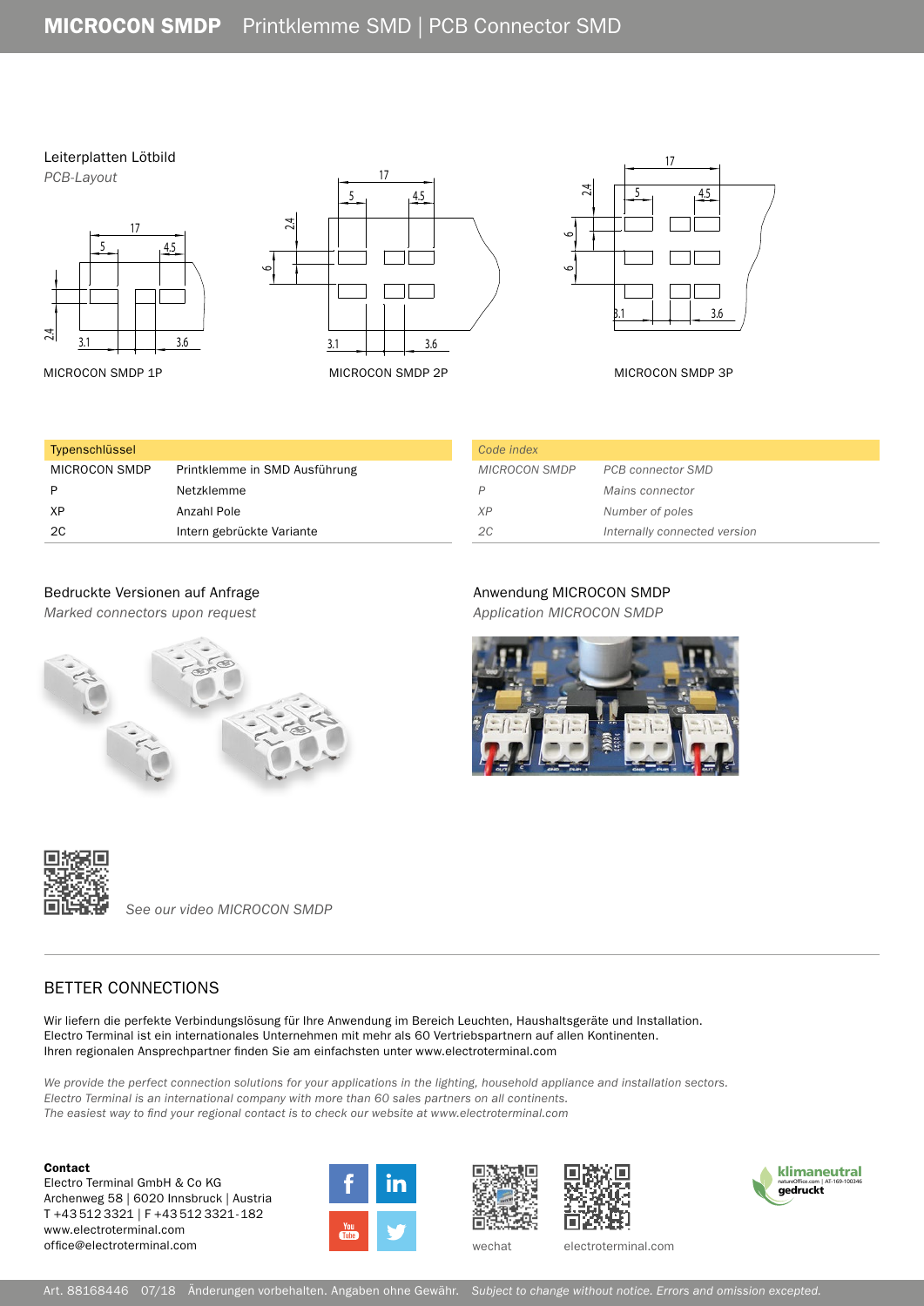Leiterplatten Lötbild

*PCB-Layout*

17
5
4.5
2.4
3.1
3.6

MICROCON SMDP 1P

17
5
4.5
2.4
6
3.1
3.6

MICROCON SMDP 2P

17
5
4.5
2.4
6
6
3.1
3.6

MICROCON SMDP 3P

| Typenschlüssel | |
|---|---|
| MICROCON SMDP | Printklemme in SMD Ausführung |
| P | Netzklemme |
| XP | Anzahl Pole |
| 2C | Intern gebrückte Variante |

| *Code index* | |
|---|---|
| *MICROCON SMDP* | *PCB connector SMD* |
| *P* | *Mains connector* |
| *XP* | *Number of poles* |
| *2C* | *Internally connected version* |

Bedruckte Versionen auf Anfrage

*Marked connectors upon request*

Anwendung MICROCON SMDP

*Application MICROCON SMDP*

*See our video MICROCON SMDP*

## BETTER CONNECTIONS

Wir liefern die perfekte Verbindungslösung für Ihre Anwendung im Bereich Leuchten, Haushaltsgeräte und Installation.
Electro Terminal ist ein internationales Unternehmen mit mehr als 60 Vertriebspartnern auf allen Kontinenten.
Ihren regionalen Ansprechpartner finden Sie am einfachsten unter www.electroterminal.com

*We provide the perfect connection solutions for your applications in the lighting, household appliance and installation sectors.*
*Electro Terminal is an international company with more than 60 sales partners on all continents.*
*The easiest way to find your regional contact is to check our website at www.electroterminal.com*

**Contact**
Electro Terminal GmbH & Co KG
Archenweg 58 | 6020 Innsbruck | Austria
T +43 512 3321 | F +43 512 3321-182
www.electroterminal.com
office@electroterminal.com

wechat

electroterminal.com

klimaneutral gedruckt

Art. 88168446 07/18 Änderungen vorbehalten. Angaben ohne Gewähr. *Subject to change without notice. Errors and omission excepted.*